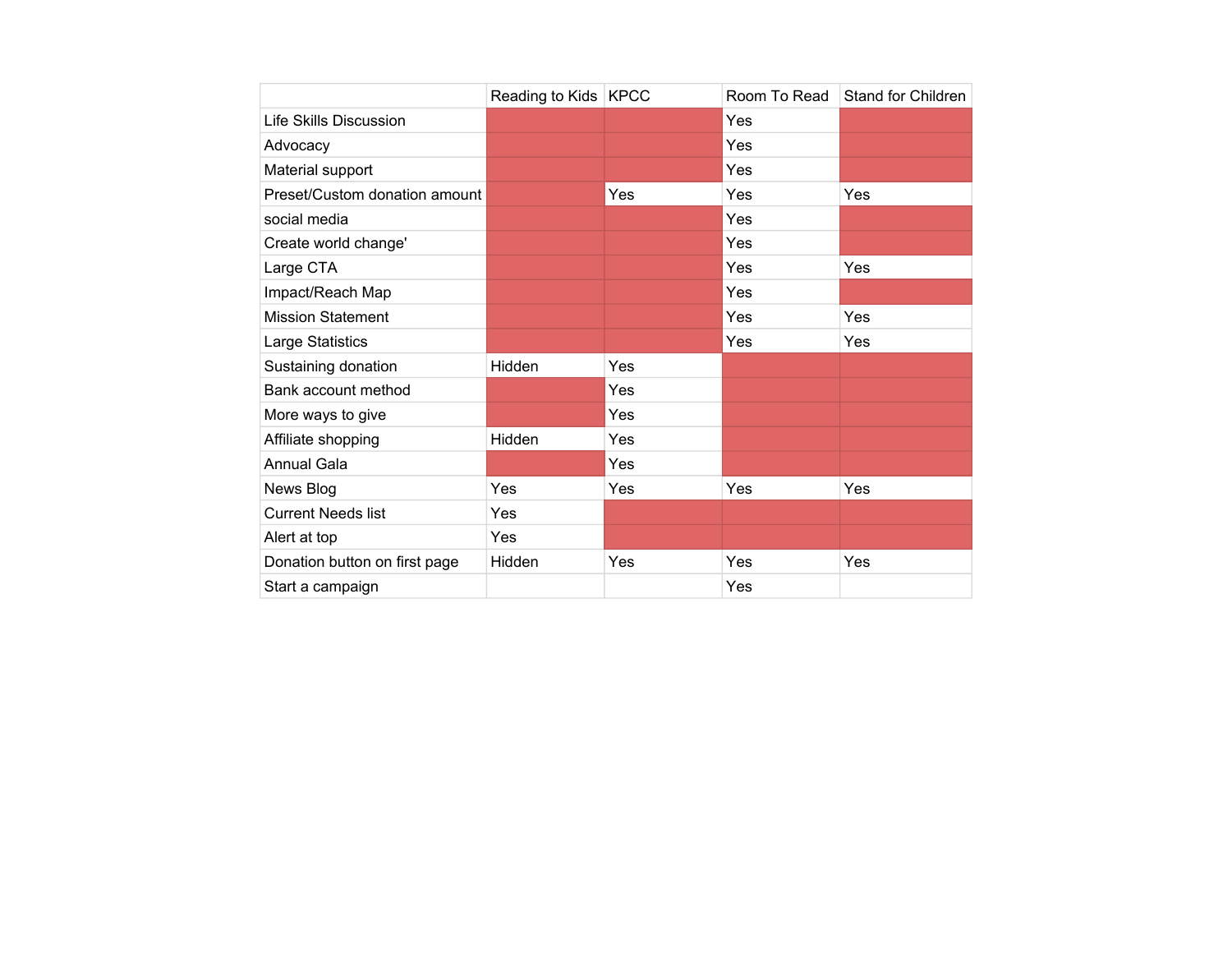| | Reading to Kids | KPCC | Room To Read | Stand for Children |
|---|---|---|---|---|
| Life Skills Discussion | | | Yes | |
| Advocacy | | | Yes | |
| Material support | | | Yes | |
| Preset/Custom donation amount | | Yes | Yes | Yes |
| social media | | | Yes | |
| Create world change' | | | Yes | |
| Large CTA | | | Yes | Yes |
| Impact/Reach Map | | | Yes | |
| Mission Statement | | | Yes | Yes |
| Large Statistics | | | Yes | Yes |
| Sustaining donation | Hidden | Yes | | |
| Bank account method | | Yes | | |
| More ways to give | | Yes | | |
| Affiliate shopping | Hidden | Yes | | |
| Annual Gala | | Yes | | |
| News Blog | Yes | Yes | Yes | Yes |
| Current Needs list | Yes | | | |
| Alert at top | Yes | | | |
| Donation button on first page | Hidden | Yes | Yes | Yes |
| Start a campaign | | | Yes | |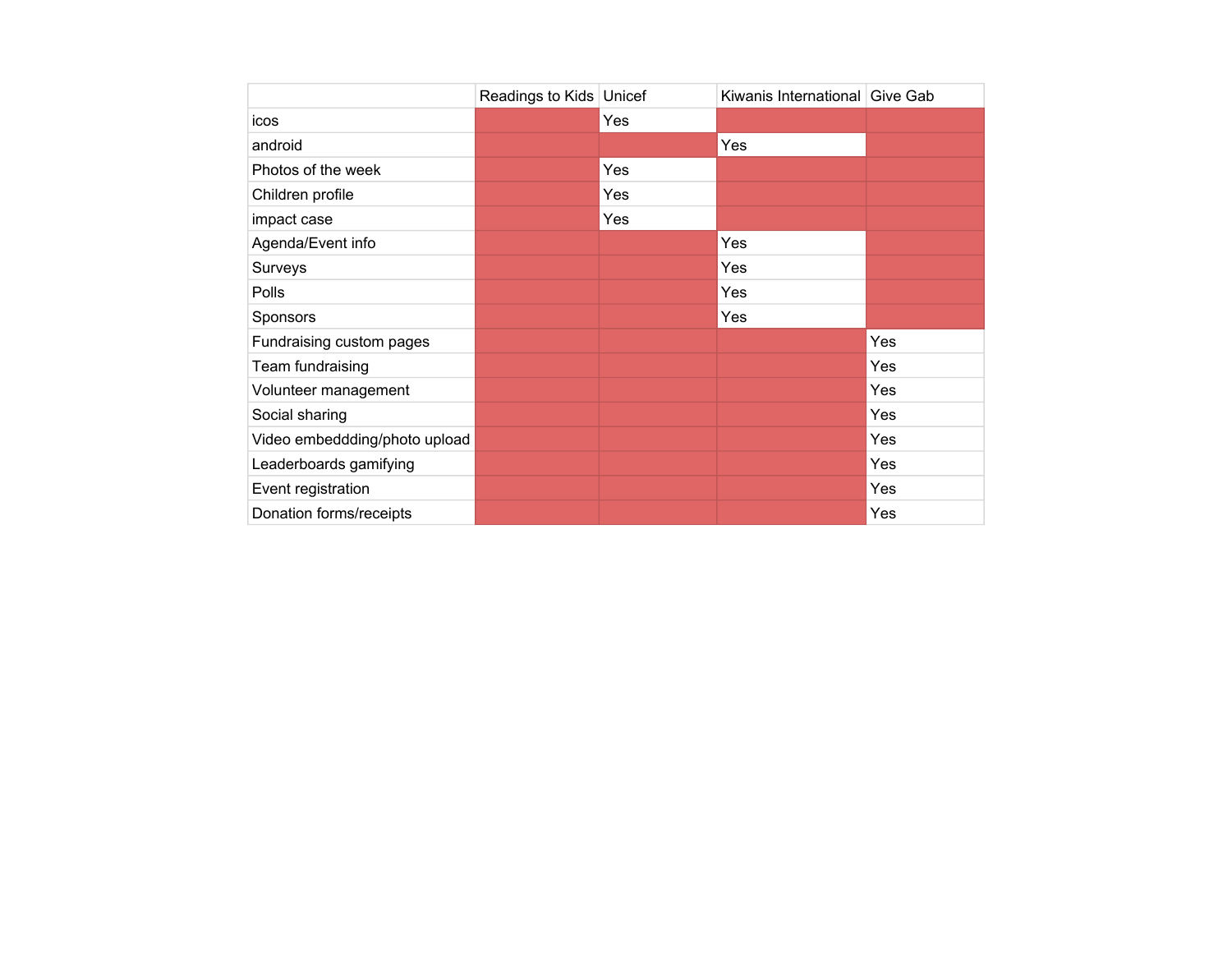| | Readings to Kids | Unicef | Kiwanis International | Give Gab |
|---|---|---|---|---|
| icos | | Yes | | |
| android | | | Yes | |
| Photos of the week | | Yes | | |
| Children profile | | Yes | | |
| impact case | | Yes | | |
| Agenda/Event info | | | Yes | |
| Surveys | | | Yes | |
| Polls | | | Yes | |
| Sponsors | | | Yes | |
| Fundraising custom pages | | | | Yes |
| Team fundraising | | | | Yes |
| Volunteer management | | | | Yes |
| Social sharing | | | | Yes |
| Video embeddding/photo upload | | | | Yes |
| Leaderboards gamifying | | | | Yes |
| Event registration | | | | Yes |
| Donation forms/receipts | | | | Yes |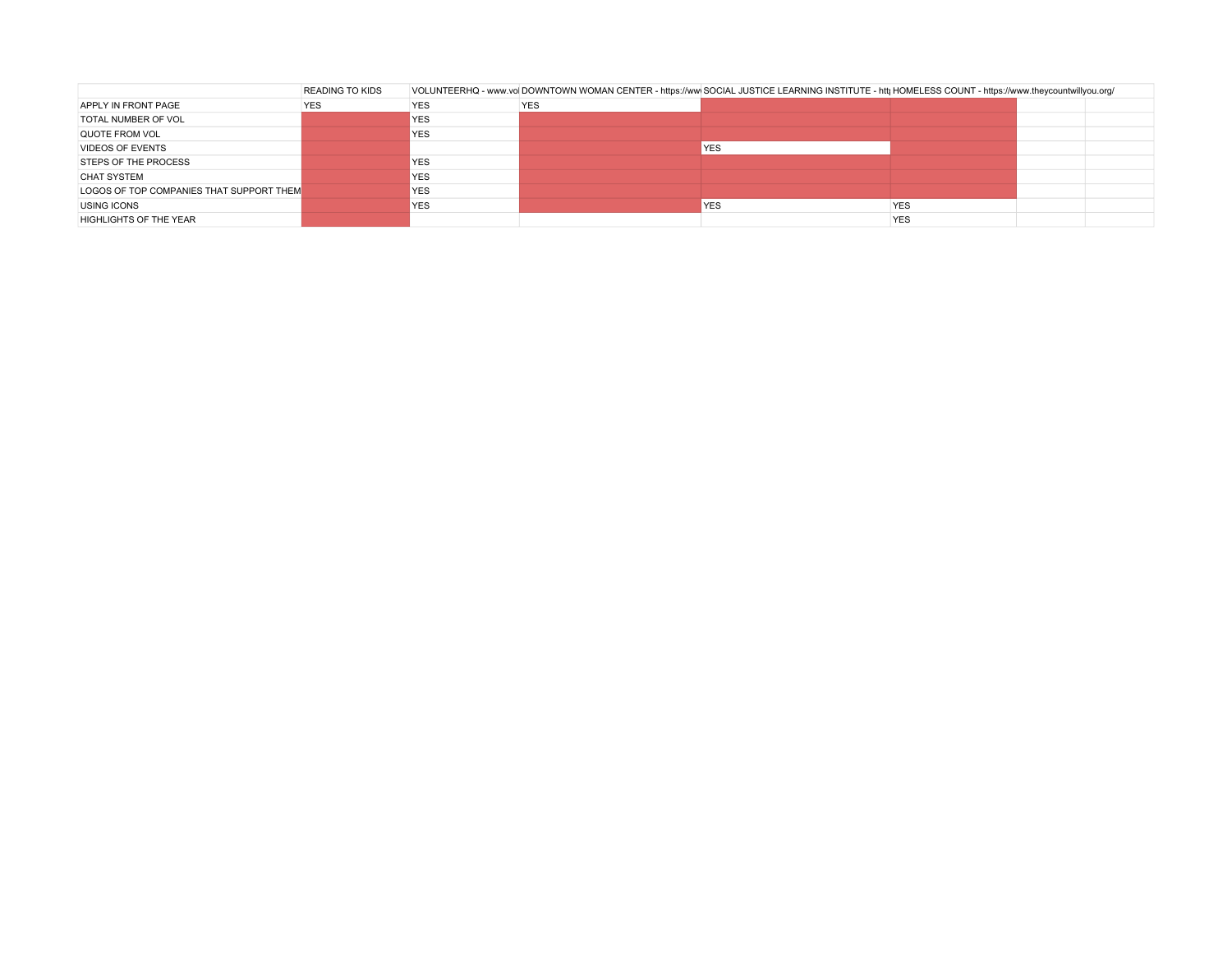| | READING TO KIDS | VOLUNTEERHQ - www.vol | DOWNTOWN WOMAN CENTER - https://ww | SOCIAL JUSTICE LEARNING INSTITUTE - htt | HOMELESS COUNT - https://www.theycountwillyou.org/ | | |
|---|---|---|---|---|---|---|---|
| APPLY IN FRONT PAGE | YES | YES | YES | | | | |
| TOTAL NUMBER OF VOL | | YES | | | | | |
| QUOTE FROM VOL | | YES | | | | | |
| VIDEOS OF EVENTS | | | | YES | | | |
| STEPS OF THE PROCESS | | YES | | | | | |
| CHAT SYSTEM | | YES | | | | | |
| LOGOS OF TOP COMPANIES THAT SUPPORT THEM | | YES | | | | | |
| USING ICONS | | YES | | YES | YES | | |
| HIGHLIGHTS OF THE YEAR | | | | | YES | | |